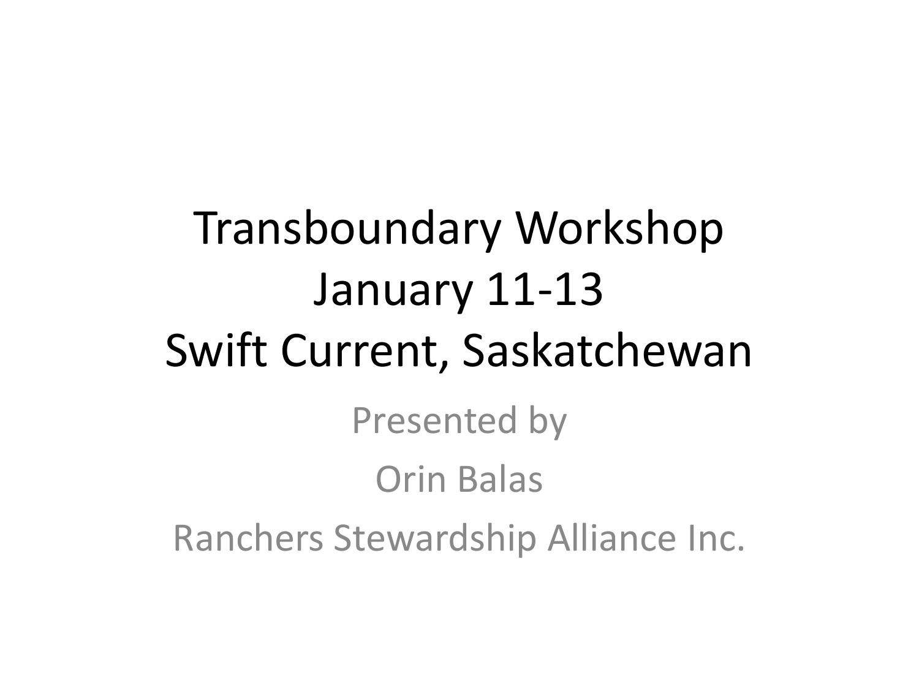# Transboundary Workshop
# January 11-13
# Swift Current, Saskatchewan

Presented by

Orin Balas

Ranchers Stewardship Alliance Inc.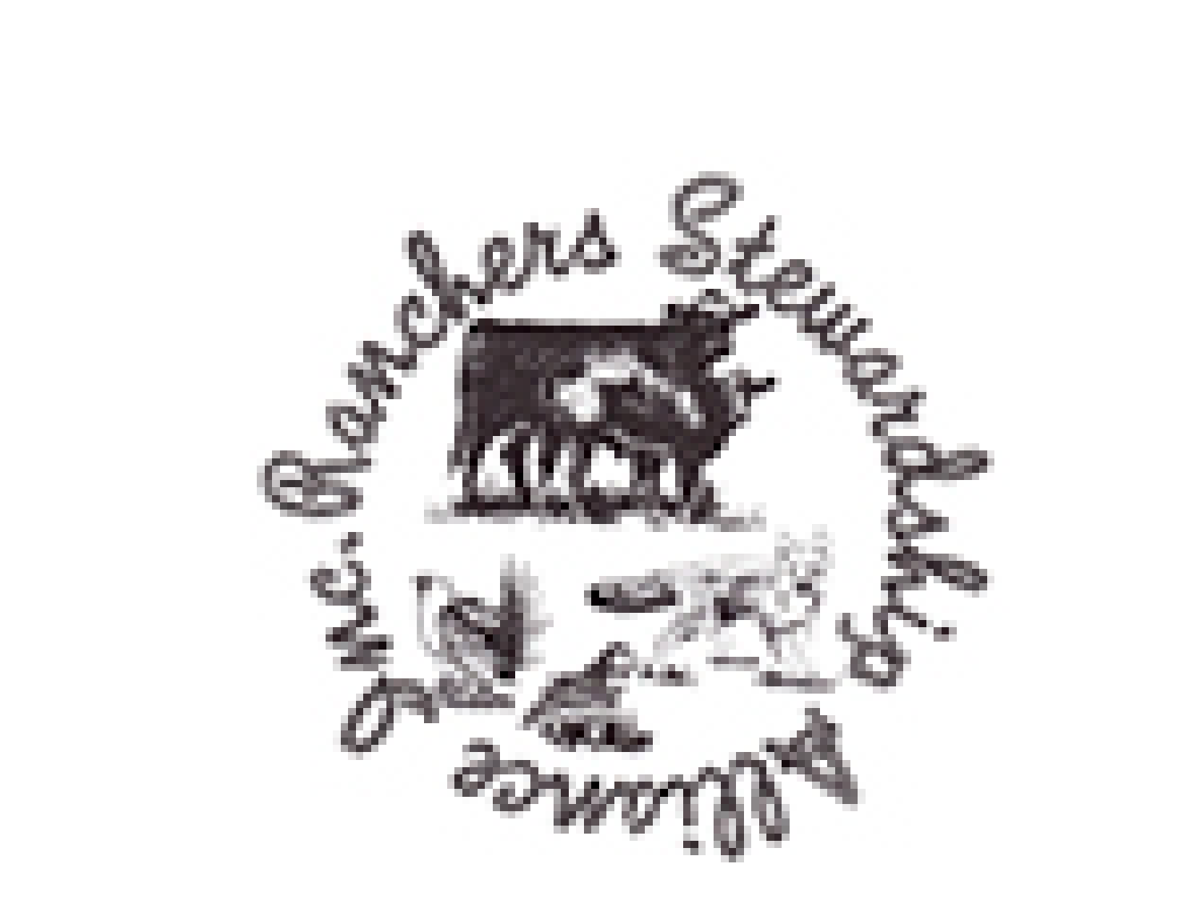Ranchers Stewardship Alliance Inc.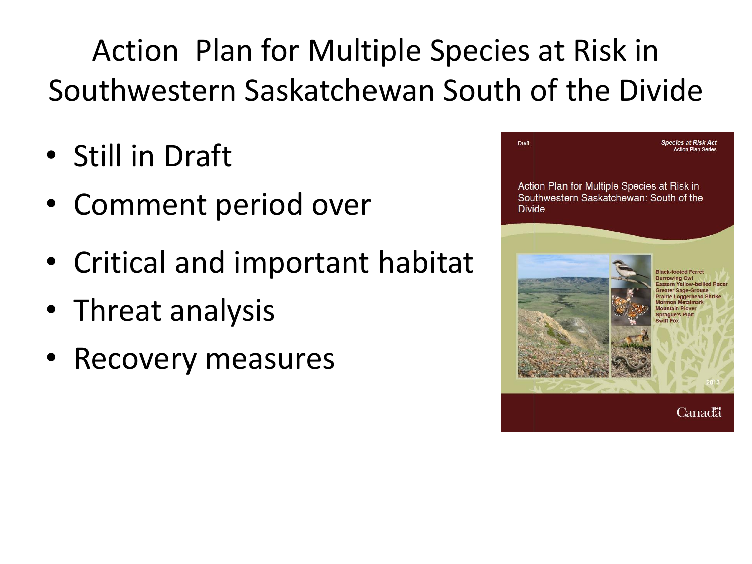# Action Plan for Multiple Species at Risk in Southwestern Saskatchewan South of the Divide

- Still in Draft
- Comment period over
- Critical and important habitat
- Threat analysis
- Recovery measures

Draft

*Species at Risk Act*
Action Plan Series

Action Plan for Multiple Species at Risk in Southwestern Saskatchewan: South of the Divide

Black-footed Ferret
Burrowing Owl
Eastern Yellow-bellied Racer
Greater Sage-Grouse
Prairie Loggerhead Shrike
Mormon Metalmark
Mountain Plover
Sprague's Pipit
Swift Fox

2013

Canada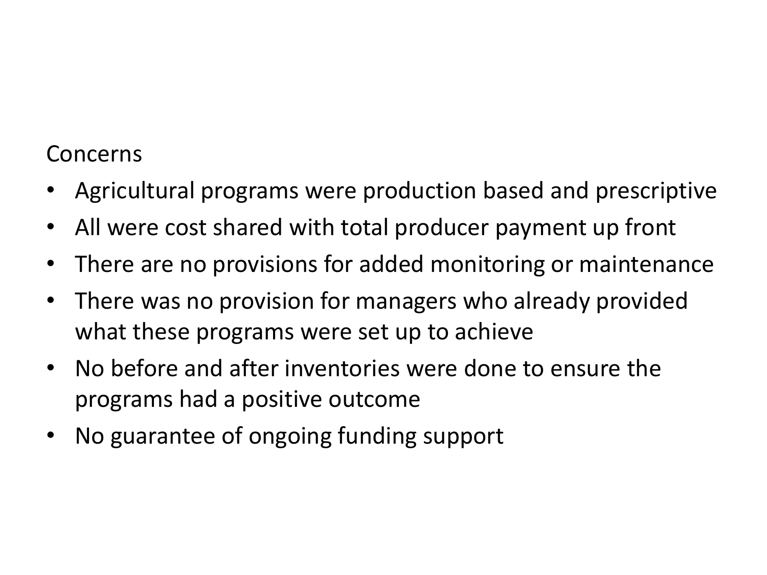Concerns

- Agricultural programs were production based and prescriptive
- All were cost shared with total producer payment up front
- There are no provisions for added monitoring or maintenance
- There was no provision for managers who already provided what these programs were set up to achieve
- No before and after inventories were done to ensure the programs had a positive outcome
- No guarantee of ongoing funding support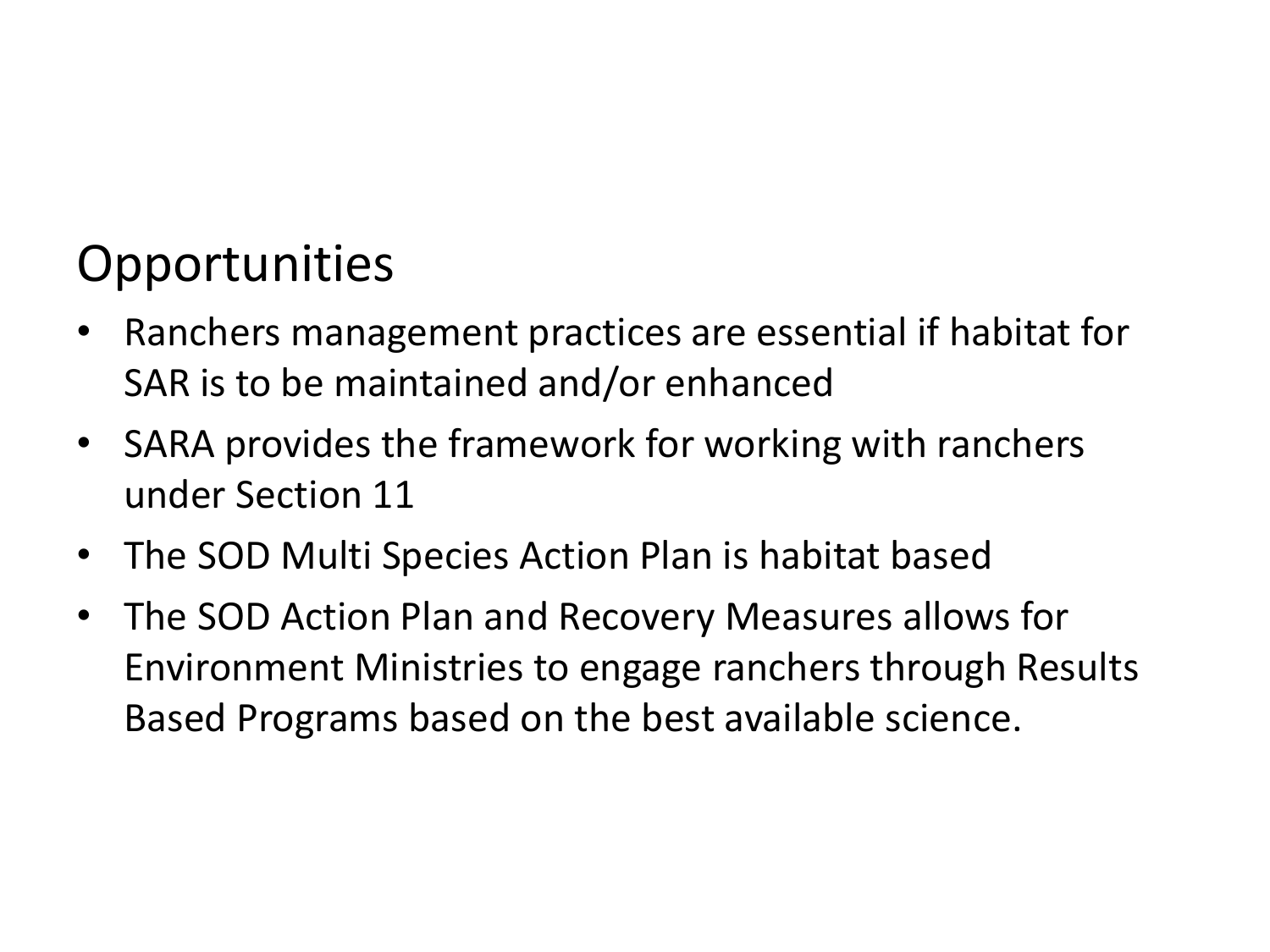## Opportunities

- Ranchers management practices are essential if habitat for SAR is to be maintained and/or enhanced
- SARA provides the framework for working with ranchers under Section 11
- The SOD Multi Species Action Plan is habitat based
- The SOD Action Plan and Recovery Measures allows for Environment Ministries to engage ranchers through Results Based Programs based on the best available science.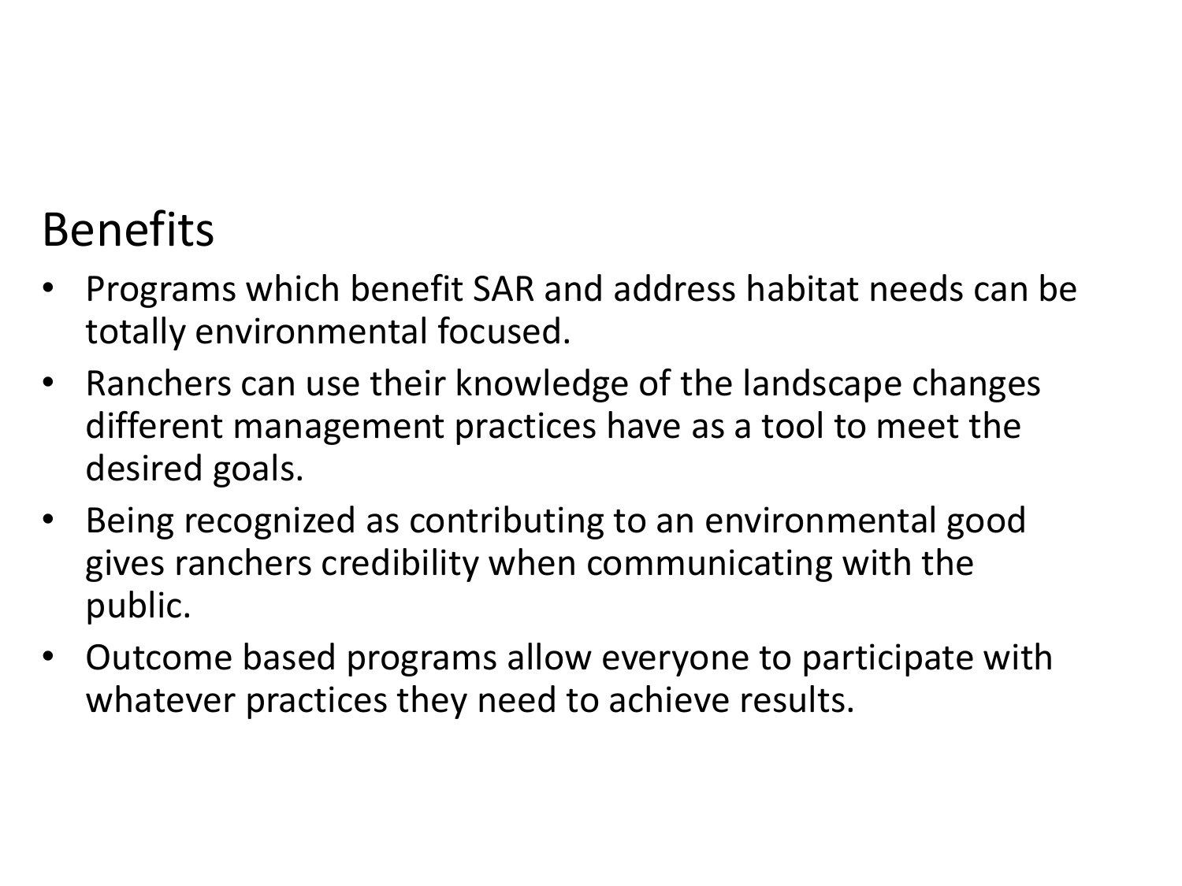## Benefits

- Programs which benefit SAR and address habitat needs can be totally environmental focused.
- Ranchers can use their knowledge of the landscape changes different management practices have as a tool to meet the desired goals.
- Being recognized as contributing to an environmental good gives ranchers credibility when communicating with the public.
- Outcome based programs allow everyone to participate with whatever practices they need to achieve results.